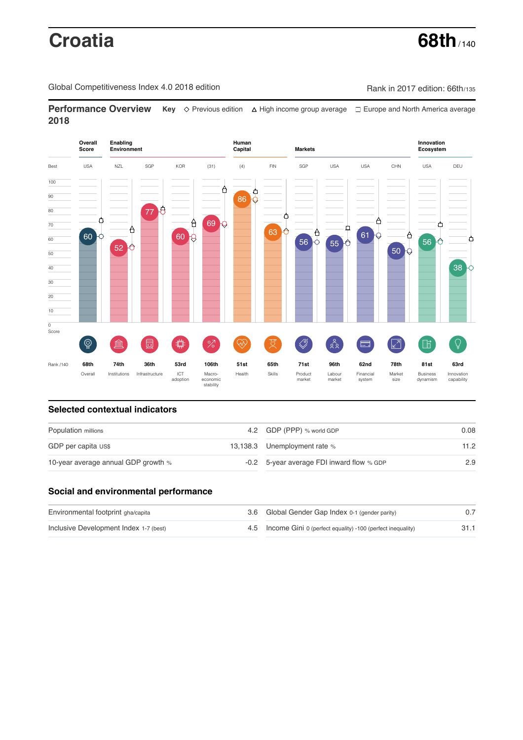# Croatia

**68th** / 140

Global Competitiveness Index 4.0 2018 edition

Rank in 2017 edition: 66th/135

## Performance Overview 2018

**Key** ◇ Previous edition △ High income group average □ Europe and North America average

| Group | Pillar | Best | Score | Rank /140 |
|---|---|---|---|---|
| Overall Score | Overall | USA | 60 | 68th |
| Enabling Environment | Institutions | NZL | 52 | 74th |
| | Infrastructure | SGP | 77 | 36th |
| | ICT adoption | KOR | 60 | 53rd |
| | Macro-economic stability | (31) | 69 | 106th |
| Human Capital | Health | (4) | 86 | 51st |
| | Skills | FIN | 63 | 65th |
| Markets | Product market | SGP | 56 | 71st |
| | Labour market | USA | 55 | 96th |
| | Financial system | USA | 61 | 62nd |
| | Market size | CHN | 50 | 78th |
| Innovation Ecosystem | Business dynamism | USA | 56 | 81st |
| | Innovation capability | DEU | 38 | 63rd |

## Selected contextual indicators

| Indicator | Value | Indicator | Value |
|---|---|---|---|
| Population millions | 4.2 | GDP (PPP) % world GDP | 0.08 |
| GDP per capita US$ | 13,138.3 | Unemployment rate % | 11.2 |
| 10-year average annual GDP growth % | -0.2 | 5-year average FDI inward flow % GDP | 2.9 |

## Social and environmental performance

| Indicator | Value | Indicator | Value |
|---|---|---|---|
| Environmental footprint gha/capita | 3.6 | Global Gender Gap Index 0-1 (gender parity) | 0.7 |
| Inclusive Development Index 1-7 (best) | 4.5 | Income Gini 0 (perfect equality) -100 (perfect inequality) | 31.1 |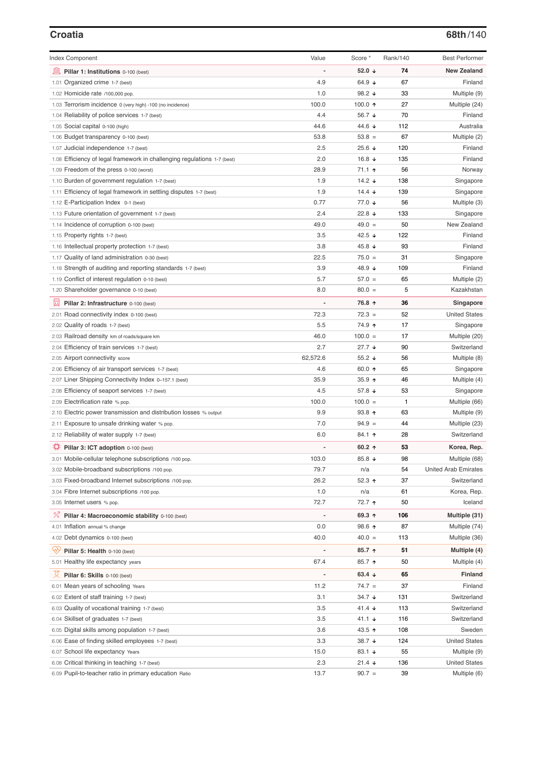## Croatia

**68th**/140

| Index Component | Value | Score * | Rank/140 | Best Performer |
|---|---|---|---|---|
| **Pillar 1: Institutions** 0-100 (best) | - | **52.0 ↓** | **74** | **New Zealand** |
| 1.01 Organized crime 1-7 (best) | 4.9 | 64.9 ↓ | 67 | Finland |
| 1.02 Homicide rate /100,000 pop. | 1.0 | 98.2 ↓ | 33 | Multiple (9) |
| 1.03 Terrorism incidence 0 (very high) -100 (no incidence) | 100.0 | 100.0 ↑ | 27 | Multiple (24) |
| 1.04 Reliability of police services 1-7 (best) | 4.4 | 56.7 ↓ | 70 | Finland |
| 1.05 Social capital 0-100 (high) | 44.6 | 44.6 ↓ | 112 | Australia |
| 1.06 Budget transparency 0-100 (best) | 53.8 | 53.8 = | 67 | Multiple (2) |
| 1.07 Judicial independence 1-7 (best) | 2.5 | 25.6 ↓ | 120 | Finland |
| 1.08 Efficiency of legal framework in challenging regulations 1-7 (best) | 2.0 | 16.8 ↓ | 135 | Finland |
| 1.09 Freedom of the press 0-100 (worst) | 28.9 | 71.1 ↑ | 56 | Norway |
| 1.10 Burden of government regulation 1-7 (best) | 1.9 | 14.2 ↓ | 138 | Singapore |
| 1.11 Efficiency of legal framework in settling disputes 1-7 (best) | 1.9 | 14.4 ↓ | 139 | Singapore |
| 1.12 E-Participation Index 0-1 (best) | 0.77 | 77.0 ↓ | 56 | Multiple (3) |
| 1.13 Future orientation of government 1-7 (best) | 2.4 | 22.8 ↓ | 133 | Singapore |
| 1.14 Incidence of corruption 0-100 (best) | 49.0 | 49.0 = | 50 | New Zealand |
| 1.15 Property rights 1-7 (best) | 3.5 | 42.5 ↓ | 122 | Finland |
| 1.16 Intellectual property protection 1-7 (best) | 3.8 | 45.8 ↓ | 93 | Finland |
| 1.17 Quality of land administration 0-30 (best) | 22.5 | 75.0 = | 31 | Singapore |
| 1.18 Strength of auditing and reporting standards 1-7 (best) | 3.9 | 48.9 ↓ | 109 | Finland |
| 1.19 Conflict of interest regulation 0-10 (best) | 5.7 | 57.0 = | 65 | Multiple (2) |
| 1.20 Shareholder governance 0-10 (best) | 8.0 | 80.0 = | 5 | Kazakhstan |
| **Pillar 2: Infrastructure** 0-100 (best) | - | **76.8 ↑** | **36** | **Singapore** |
| 2.01 Road connectivity index 0-100 (best) | 72.3 | 72.3 = | 52 | United States |
| 2.02 Quality of roads 1-7 (best) | 5.5 | 74.9 ↑ | 17 | Singapore |
| 2.03 Railroad density km of roads/square km | 46.0 | 100.0 = | 17 | Multiple (20) |
| 2.04 Efficiency of train services 1-7 (best) | 2.7 | 27.7 ↓ | 90 | Switzerland |
| 2.05 Airport connectivity score | 62,572.6 | 55.2 ↓ | 56 | Multiple (8) |
| 2.06 Efficiency of air transport services 1-7 (best) | 4.6 | 60.0 ↑ | 65 | Singapore |
| 2.07 Liner Shipping Connectivity Index 0–157.1 (best) | 35.9 | 35.9 ↑ | 46 | Multiple (4) |
| 2.08 Efficiency of seaport services 1-7 (best) | 4.5 | 57.8 ↓ | 53 | Singapore |
| 2.09 Electrification rate % pop. | 100.0 | 100.0 = | 1 | Multiple (66) |
| 2.10 Electric power transmission and distribution losses % output | 9.9 | 93.8 ↑ | 63 | Multiple (9) |
| 2.11 Exposure to unsafe drinking water % pop. | 7.0 | 94.9 = | 44 | Multiple (23) |
| 2.12 Reliability of water supply 1-7 (best) | 6.0 | 84.1 ↑ | 28 | Switzerland |
| **Pillar 3: ICT adoption** 0-100 (best) | - | **60.2 ↑** | **53** | **Korea, Rep.** |
| 3.01 Mobile-cellular telephone subscriptions /100 pop. | 103.0 | 85.8 ↓ | 98 | Multiple (68) |
| 3.02 Mobile-broadband subscriptions /100 pop. | 79.7 | n/a | 54 | United Arab Emirates |
| 3.03 Fixed-broadband Internet subscriptions /100 pop. | 26.2 | 52.3 ↑ | 37 | Switzerland |
| 3.04 Fibre Internet subscriptions /100 pop. | 1.0 | n/a | 61 | Korea, Rep. |
| 3.05 Internet users % pop. | 72.7 | 72.7 ↑ | 50 | Iceland |
| **Pillar 4: Macroeconomic stability** 0-100 (best) | - | **69.3 ↑** | **106** | **Multiple (31)** |
| 4.01 Inflation annual % change | 0.0 | 98.6 ↑ | 87 | Multiple (74) |
| 4.02 Debt dynamics 0-100 (best) | 40.0 | 40.0 = | 113 | Multiple (36) |
| **Pillar 5: Health** 0-100 (best) | - | **85.7 ↑** | **51** | **Multiple (4)** |
| 5.01 Healthy life expectancy years | 67.4 | 85.7 ↑ | 50 | Multiple (4) |
| **Pillar 6: Skills** 0-100 (best) | - | **63.4 ↓** | **65** | **Finland** |
| 6.01 Mean years of schooling Years | 11.2 | 74.7 = | 37 | Finland |
| 6.02 Extent of staff training 1-7 (best) | 3.1 | 34.7 ↓ | 131 | Switzerland |
| 6.03 Quality of vocational training 1-7 (best) | 3.5 | 41.4 ↓ | 113 | Switzerland |
| 6.04 Skillset of graduates 1-7 (best) | 3.5 | 41.1 ↓ | 116 | Switzerland |
| 6.05 Digital skills among population 1-7 (best) | 3.6 | 43.5 ↑ | 108 | Sweden |
| 6.06 Ease of finding skilled employees 1-7 (best) | 3.3 | 38.7 ↓ | 124 | United States |
| 6.07 School life expectancy Years | 15.0 | 83.1 ↓ | 55 | Multiple (9) |
| 6.08 Critical thinking in teaching 1-7 (best) | 2.3 | 21.4 ↓ | 136 | United States |
| 6.09 Pupil-to-teacher ratio in primary education Ratio | 13.7 | 90.7 = | 39 | Multiple (6) |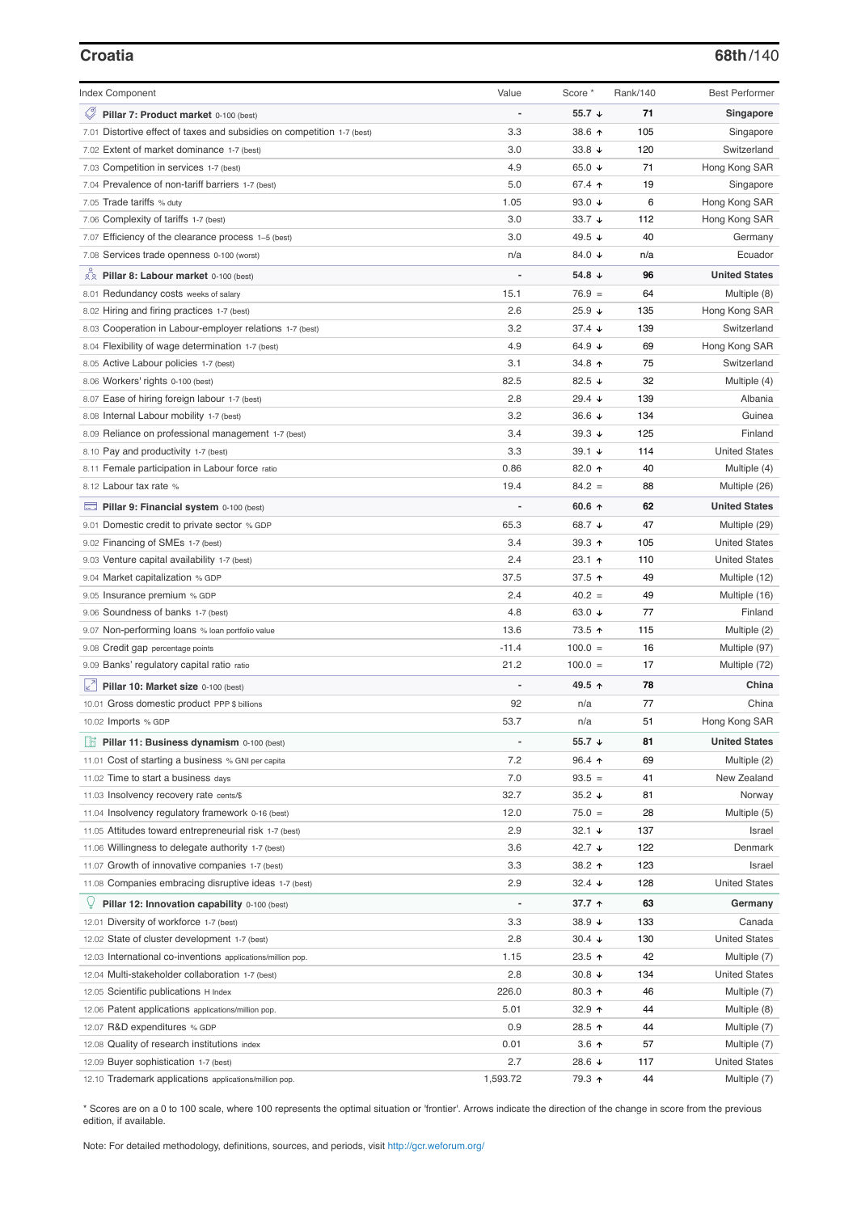## Croatia

**68th**/140

| Index Component | Value | Score * | Rank/140 | Best Performer |
|---|---|---|---|---|
| **Pillar 7: Product market** 0-100 (best) | - | **55.7 ↓** | **71** | **Singapore** |
| 7.01 Distortive effect of taxes and subsidies on competition 1-7 (best) | 3.3 | 38.6 ↑ | 105 | Singapore |
| 7.02 Extent of market dominance 1-7 (best) | 3.0 | 33.8 ↓ | 120 | Switzerland |
| 7.03 Competition in services 1-7 (best) | 4.9 | 65.0 ↓ | 71 | Hong Kong SAR |
| 7.04 Prevalence of non-tariff barriers 1-7 (best) | 5.0 | 67.4 ↑ | 19 | Singapore |
| 7.05 Trade tariffs % duty | 1.05 | 93.0 ↓ | 6 | Hong Kong SAR |
| 7.06 Complexity of tariffs 1-7 (best) | 3.0 | 33.7 ↓ | 112 | Hong Kong SAR |
| 7.07 Efficiency of the clearance process 1–5 (best) | 3.0 | 49.5 ↓ | 40 | Germany |
| 7.08 Services trade openness 0-100 (worst) | n/a | 84.0 ↓ | n/a | Ecuador |
| **Pillar 8: Labour market** 0-100 (best) | - | **54.8 ↓** | **96** | **United States** |
| 8.01 Redundancy costs weeks of salary | 15.1 | 76.9 = | 64 | Multiple (8) |
| 8.02 Hiring and firing practices 1-7 (best) | 2.6 | 25.9 ↓ | 135 | Hong Kong SAR |
| 8.03 Cooperation in Labour-employer relations 1-7 (best) | 3.2 | 37.4 ↓ | 139 | Switzerland |
| 8.04 Flexibility of wage determination 1-7 (best) | 4.9 | 64.9 ↓ | 69 | Hong Kong SAR |
| 8.05 Active Labour policies 1-7 (best) | 3.1 | 34.8 ↑ | 75 | Switzerland |
| 8.06 Workers' rights 0-100 (best) | 82.5 | 82.5 ↓ | 32 | Multiple (4) |
| 8.07 Ease of hiring foreign labour 1-7 (best) | 2.8 | 29.4 ↓ | 139 | Albania |
| 8.08 Internal Labour mobility 1-7 (best) | 3.2 | 36.6 ↓ | 134 | Guinea |
| 8.09 Reliance on professional management 1-7 (best) | 3.4 | 39.3 ↓ | 125 | Finland |
| 8.10 Pay and productivity 1-7 (best) | 3.3 | 39.1 ↓ | 114 | United States |
| 8.11 Female participation in Labour force ratio | 0.86 | 82.0 ↑ | 40 | Multiple (4) |
| 8.12 Labour tax rate % | 19.4 | 84.2 = | 88 | Multiple (26) |
| **Pillar 9: Financial system** 0-100 (best) | - | **60.6 ↑** | **62** | **United States** |
| 9.01 Domestic credit to private sector % GDP | 65.3 | 68.7 ↓ | 47 | Multiple (29) |
| 9.02 Financing of SMEs 1-7 (best) | 3.4 | 39.3 ↑ | 105 | United States |
| 9.03 Venture capital availability 1-7 (best) | 2.4 | 23.1 ↑ | 110 | United States |
| 9.04 Market capitalization % GDP | 37.5 | 37.5 ↑ | 49 | Multiple (12) |
| 9.05 Insurance premium % GDP | 2.4 | 40.2 = | 49 | Multiple (16) |
| 9.06 Soundness of banks 1-7 (best) | 4.8 | 63.0 ↓ | 77 | Finland |
| 9.07 Non-performing loans % loan portfolio value | 13.6 | 73.5 ↑ | 115 | Multiple (2) |
| 9.08 Credit gap percentage points | -11.4 | 100.0 = | 16 | Multiple (97) |
| 9.09 Banks' regulatory capital ratio ratio | 21.2 | 100.0 = | 17 | Multiple (72) |
| **Pillar 10: Market size** 0-100 (best) | - | **49.5 ↑** | **78** | **China** |
| 10.01 Gross domestic product PPP $ billions | 92 | n/a | 77 | China |
| 10.02 Imports % GDP | 53.7 | n/a | 51 | Hong Kong SAR |
| **Pillar 11: Business dynamism** 0-100 (best) | - | **55.7 ↓** | **81** | **United States** |
| 11.01 Cost of starting a business % GNI per capita | 7.2 | 96.4 ↑ | 69 | Multiple (2) |
| 11.02 Time to start a business days | 7.0 | 93.5 = | 41 | New Zealand |
| 11.03 Insolvency recovery rate cents/$ | 32.7 | 35.2 ↓ | 81 | Norway |
| 11.04 Insolvency regulatory framework 0-16 (best) | 12.0 | 75.0 = | 28 | Multiple (5) |
| 11.05 Attitudes toward entrepreneurial risk 1-7 (best) | 2.9 | 32.1 ↓ | 137 | Israel |
| 11.06 Willingness to delegate authority 1-7 (best) | 3.6 | 42.7 ↓ | 122 | Denmark |
| 11.07 Growth of innovative companies 1-7 (best) | 3.3 | 38.2 ↑ | 123 | Israel |
| 11.08 Companies embracing disruptive ideas 1-7 (best) | 2.9 | 32.4 ↓ | 128 | United States |
| **Pillar 12: Innovation capability** 0-100 (best) | - | **37.7 ↑** | **63** | **Germany** |
| 12.01 Diversity of workforce 1-7 (best) | 3.3 | 38.9 ↓ | 133 | Canada |
| 12.02 State of cluster development 1-7 (best) | 2.8 | 30.4 ↓ | 130 | United States |
| 12.03 International co-inventions applications/million pop. | 1.15 | 23.5 ↑ | 42 | Multiple (7) |
| 12.04 Multi-stakeholder collaboration 1-7 (best) | 2.8 | 30.8 ↓ | 134 | United States |
| 12.05 Scientific publications H Index | 226.0 | 80.3 ↑ | 46 | Multiple (7) |
| 12.06 Patent applications applications/million pop. | 5.01 | 32.9 ↑ | 44 | Multiple (8) |
| 12.07 R&D expenditures % GDP | 0.9 | 28.5 ↑ | 44 | Multiple (7) |
| 12.08 Quality of research institutions index | 0.01 | 3.6 ↑ | 57 | Multiple (7) |
| 12.09 Buyer sophistication 1-7 (best) | 2.7 | 28.6 ↓ | 117 | United States |
| 12.10 Trademark applications applications/million pop. | 1,593.72 | 79.3 ↑ | 44 | Multiple (7) |

* Scores are on a 0 to 100 scale, where 100 represents the optimal situation or 'frontier'. Arrows indicate the direction of the change in score from the previous edition, if available.

Note: For detailed methodology, definitions, sources, and periods, visit http://gcr.weforum.org/